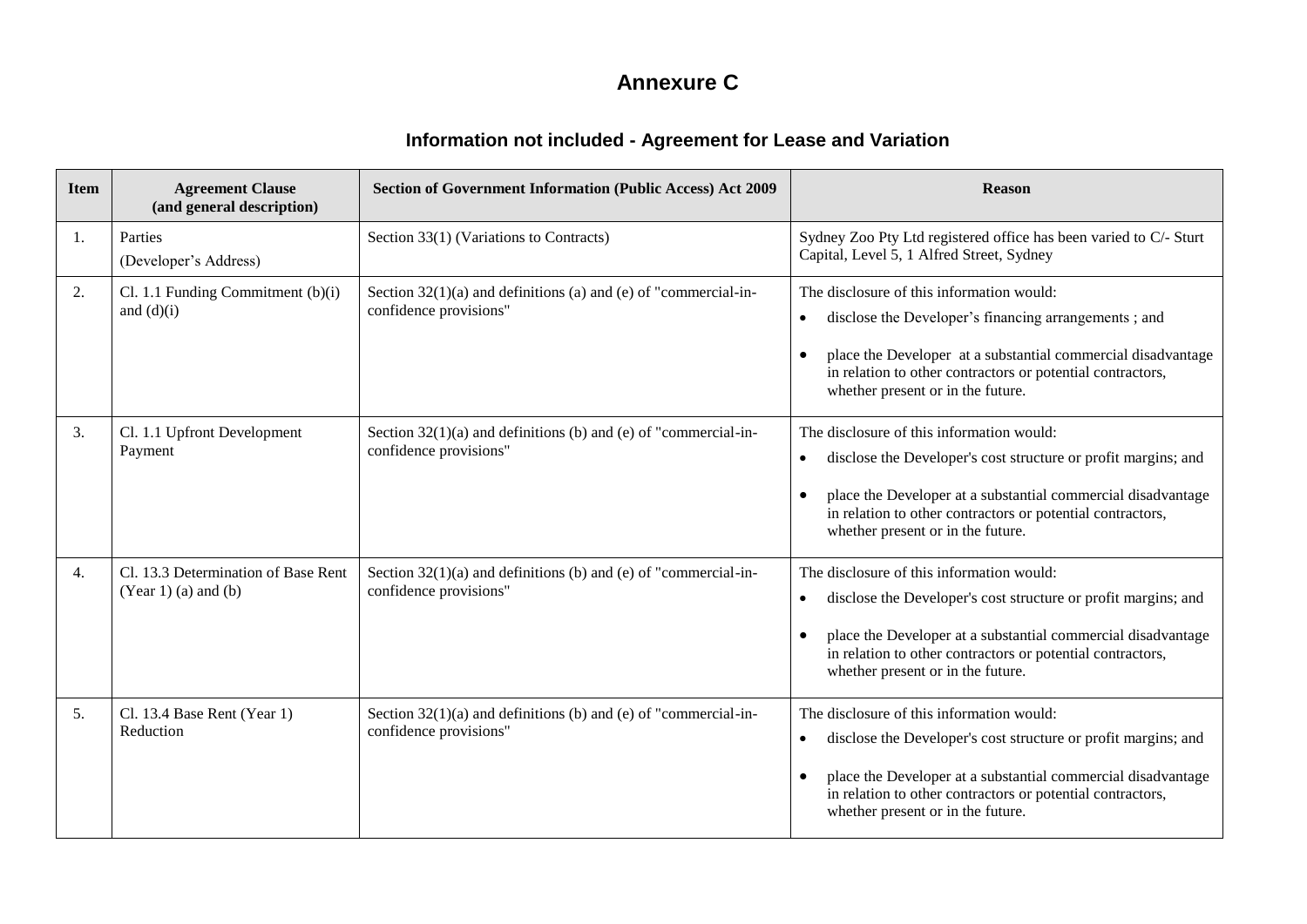# Annexure C

## Information not included - Agreement for Lease and Variation

| Item | Agreement Clause (and general description) | Section of Government Information (Public Access) Act 2009 | Reason |
|---|---|---|---|
| 1. | Parties<br>(Developer's Address) | Section 33(1) (Variations to Contracts) | Sydney Zoo Pty Ltd registered office has been varied to C/- Sturt Capital, Level 5, 1 Alfred Street, Sydney |
| 2. | Cl. 1.1 Funding Commitment (b)(i) and (d)(i) | Section 32(1)(a) and definitions (a) and (e) of "commercial-in-confidence provisions" | The disclosure of this information would:<br>• disclose the Developer's financing arrangements ; and<br>• place the Developer at a substantial commercial disadvantage in relation to other contractors or potential contractors, whether present or in the future. |
| 3. | Cl. 1.1 Upfront Development Payment | Section 32(1)(a) and definitions (b) and (e) of "commercial-in-confidence provisions" | The disclosure of this information would:<br>• disclose the Developer's cost structure or profit margins; and<br>• place the Developer at a substantial commercial disadvantage in relation to other contractors or potential contractors, whether present or in the future. |
| 4. | Cl. 13.3 Determination of Base Rent (Year 1) (a) and (b) | Section 32(1)(a) and definitions (b) and (e) of "commercial-in-confidence provisions" | The disclosure of this information would:<br>• disclose the Developer's cost structure or profit margins; and<br>• place the Developer at a substantial commercial disadvantage in relation to other contractors or potential contractors, whether present or in the future. |
| 5. | Cl. 13.4 Base Rent (Year 1) Reduction | Section 32(1)(a) and definitions (b) and (e) of "commercial-in-confidence provisions" | The disclosure of this information would:<br>• disclose the Developer's cost structure or profit margins; and<br>• place the Developer at a substantial commercial disadvantage in relation to other contractors or potential contractors, whether present or in the future. |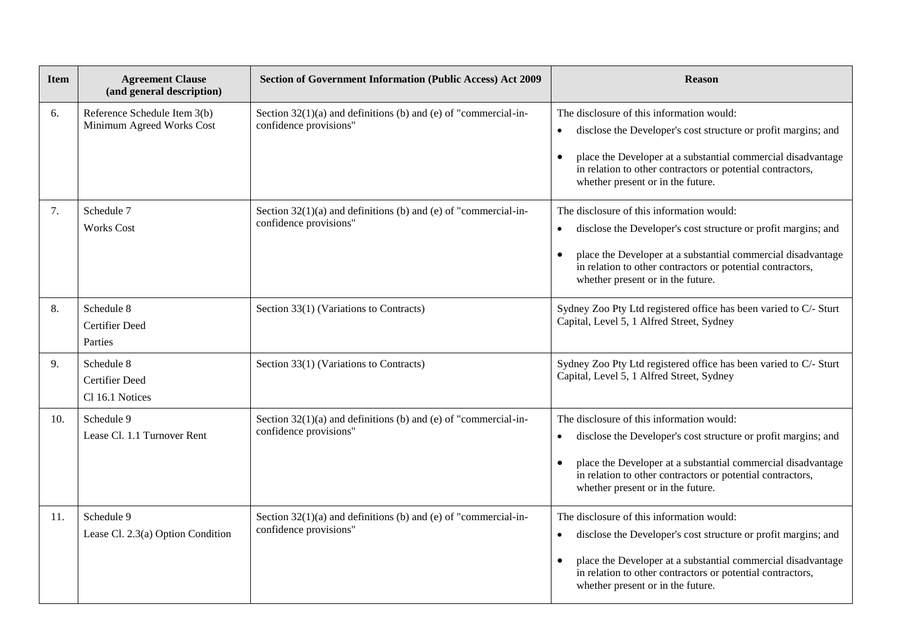| Item | Agreement Clause (and general description) | Section of Government Information (Public Access) Act 2009 | Reason |
|---|---|---|---|
| 6. | Reference Schedule Item 3(b) Minimum Agreed Works Cost | Section 32(1)(a) and definitions (b) and (e) of "commercial-in-confidence provisions" | The disclosure of this information would: <br>• disclose the Developer's cost structure or profit margins; and <br>• place the Developer at a substantial commercial disadvantage in relation to other contractors or potential contractors, whether present or in the future. |
| 7. | Schedule 7<br>Works Cost | Section 32(1)(a) and definitions (b) and (e) of "commercial-in-confidence provisions" | The disclosure of this information would: <br>• disclose the Developer's cost structure or profit margins; and <br>• place the Developer at a substantial commercial disadvantage in relation to other contractors or potential contractors, whether present or in the future. |
| 8. | Schedule 8<br>Certifier Deed<br>Parties | Section 33(1) (Variations to Contracts) | Sydney Zoo Pty Ltd registered office has been varied to C/- Sturt Capital, Level 5, 1 Alfred Street, Sydney |
| 9. | Schedule 8<br>Certifier Deed<br>Cl 16.1 Notices | Section 33(1) (Variations to Contracts) | Sydney Zoo Pty Ltd registered office has been varied to C/- Sturt Capital, Level 5, 1 Alfred Street, Sydney |
| 10. | Schedule 9<br>Lease Cl. 1.1 Turnover Rent | Section 32(1)(a) and definitions (b) and (e) of "commercial-in-confidence provisions" | The disclosure of this information would: <br>• disclose the Developer's cost structure or profit margins; and <br>• place the Developer at a substantial commercial disadvantage in relation to other contractors or potential contractors, whether present or in the future. |
| 11. | Schedule 9<br>Lease Cl. 2.3(a) Option Condition | Section 32(1)(a) and definitions (b) and (e) of "commercial-in-confidence provisions" | The disclosure of this information would: <br>• disclose the Developer's cost structure or profit margins; and <br>• place the Developer at a substantial commercial disadvantage in relation to other contractors or potential contractors, whether present or in the future. |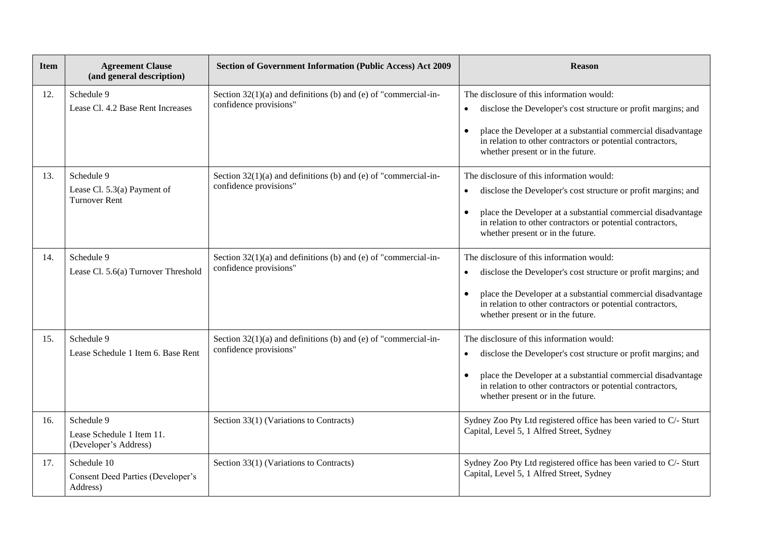| Item | Agreement Clause (and general description) | Section of Government Information (Public Access) Act 2009 | Reason |
|---|---|---|---|
| 12. | Schedule 9<br>Lease Cl. 4.2 Base Rent Increases | Section 32(1)(a) and definitions (b) and (e) of "commercial-in-confidence provisions" | The disclosure of this information would:<br>• disclose the Developer's cost structure or profit margins; and<br>• place the Developer at a substantial commercial disadvantage in relation to other contractors or potential contractors, whether present or in the future. |
| 13. | Schedule 9<br>Lease Cl. 5.3(a) Payment of Turnover Rent | Section 32(1)(a) and definitions (b) and (e) of "commercial-in-confidence provisions" | The disclosure of this information would:<br>• disclose the Developer's cost structure or profit margins; and<br>• place the Developer at a substantial commercial disadvantage in relation to other contractors or potential contractors, whether present or in the future. |
| 14. | Schedule 9<br>Lease Cl. 5.6(a) Turnover Threshold | Section 32(1)(a) and definitions (b) and (e) of "commercial-in-confidence provisions" | The disclosure of this information would:<br>• disclose the Developer's cost structure or profit margins; and<br>• place the Developer at a substantial commercial disadvantage in relation to other contractors or potential contractors, whether present or in the future. |
| 15. | Schedule 9<br>Lease Schedule 1 Item 6. Base Rent | Section 32(1)(a) and definitions (b) and (e) of "commercial-in-confidence provisions" | The disclosure of this information would:<br>• disclose the Developer's cost structure or profit margins; and<br>• place the Developer at a substantial commercial disadvantage in relation to other contractors or potential contractors, whether present or in the future. |
| 16. | Schedule 9<br>Lease Schedule 1 Item 11. (Developer's Address) | Section 33(1) (Variations to Contracts) | Sydney Zoo Pty Ltd registered office has been varied to C/- Sturt Capital, Level 5, 1 Alfred Street, Sydney |
| 17. | Schedule 10<br>Consent Deed Parties (Developer's Address) | Section 33(1) (Variations to Contracts) | Sydney Zoo Pty Ltd registered office has been varied to C/- Sturt Capital, Level 5, 1 Alfred Street, Sydney |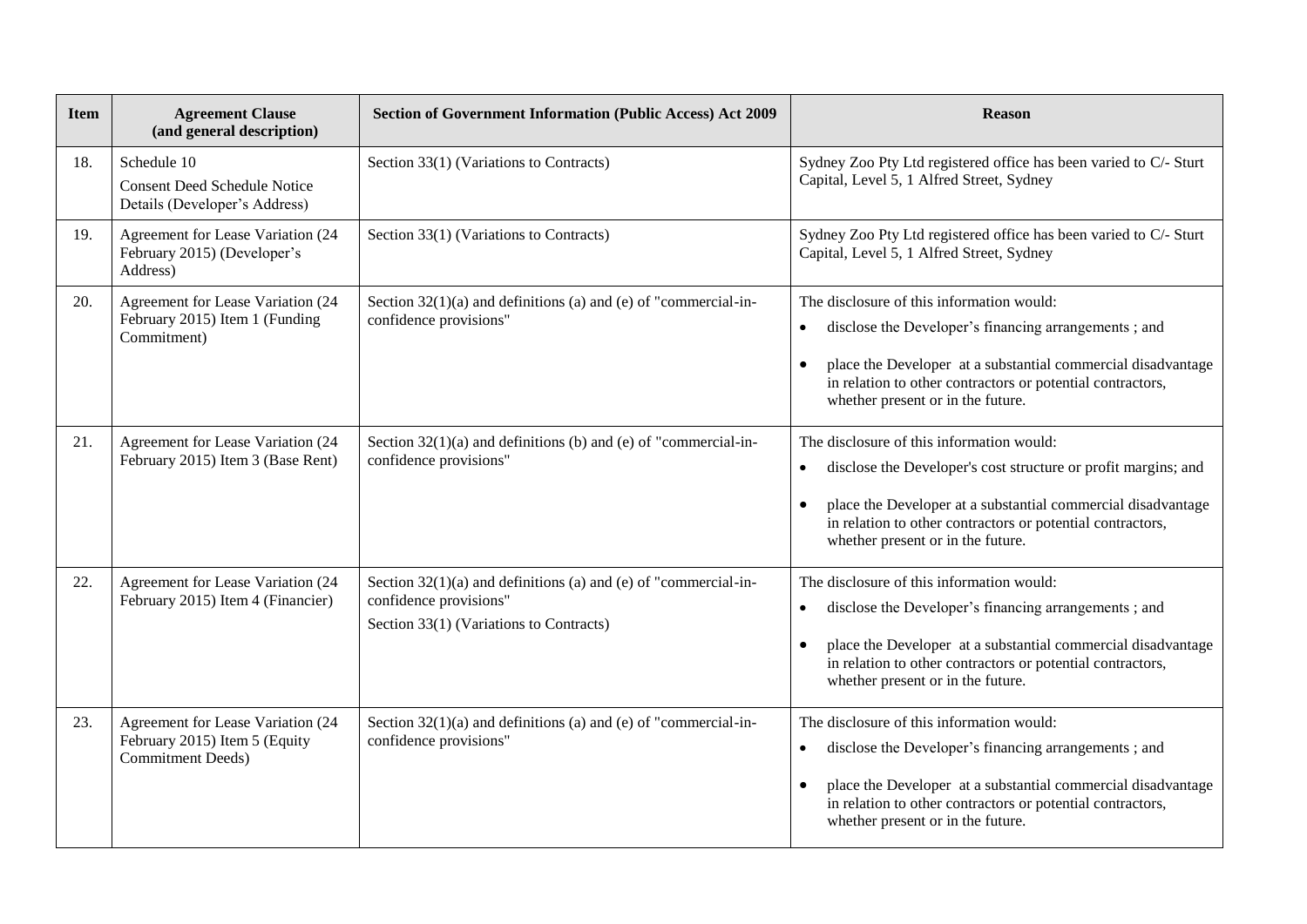| Item | Agreement Clause (and general description) | Section of Government Information (Public Access) Act 2009 | Reason |
|---|---|---|---|
| 18. | Schedule 10<br>Consent Deed Schedule Notice Details (Developer's Address) | Section 33(1) (Variations to Contracts) | Sydney Zoo Pty Ltd registered office has been varied to C/- Sturt Capital, Level 5, 1 Alfred Street, Sydney |
| 19. | Agreement for Lease Variation (24 February 2015) (Developer's Address) | Section 33(1) (Variations to Contracts) | Sydney Zoo Pty Ltd registered office has been varied to C/- Sturt Capital, Level 5, 1 Alfred Street, Sydney |
| 20. | Agreement for Lease Variation (24 February 2015) Item 1 (Funding Commitment) | Section 32(1)(a) and definitions (a) and (e) of "commercial-in-confidence provisions" | The disclosure of this information would:<br>• disclose the Developer's financing arrangements ; and<br>• place the Developer at a substantial commercial disadvantage in relation to other contractors or potential contractors, whether present or in the future. |
| 21. | Agreement for Lease Variation (24 February 2015) Item 3 (Base Rent) | Section 32(1)(a) and definitions (b) and (e) of "commercial-in-confidence provisions" | The disclosure of this information would:<br>• disclose the Developer's cost structure or profit margins; and<br>• place the Developer at a substantial commercial disadvantage in relation to other contractors or potential contractors, whether present or in the future. |
| 22. | Agreement for Lease Variation (24 February 2015) Item 4 (Financier) | Section 32(1)(a) and definitions (a) and (e) of "commercial-in-confidence provisions"<br>Section 33(1) (Variations to Contracts) | The disclosure of this information would:<br>• disclose the Developer's financing arrangements ; and<br>• place the Developer at a substantial commercial disadvantage in relation to other contractors or potential contractors, whether present or in the future. |
| 23. | Agreement for Lease Variation (24 February 2015) Item 5 (Equity Commitment Deeds) | Section 32(1)(a) and definitions (a) and (e) of "commercial-in-confidence provisions" | The disclosure of this information would:<br>• disclose the Developer's financing arrangements ; and<br>• place the Developer at a substantial commercial disadvantage in relation to other contractors or potential contractors, whether present or in the future. |